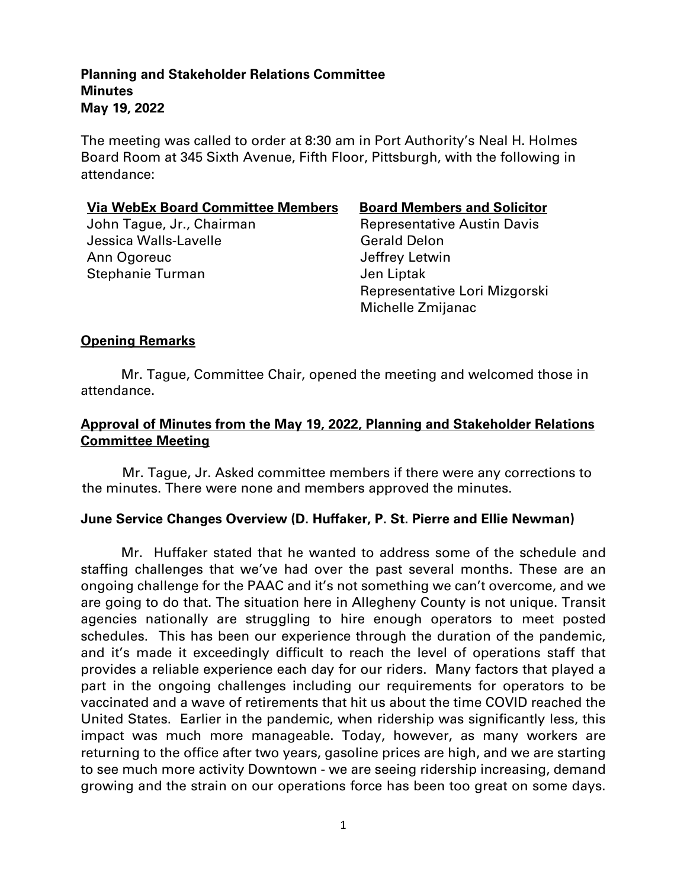**Planning and Stakeholder Relations Committee**
**Minutes**
**May 19, 2022**

The meeting was called to order at 8:30 am in Port Authority's Neal H. Holmes Board Room at 345 Sixth Avenue, Fifth Floor, Pittsburgh, with the following in attendance:

| <u>Via WebEx Board Committee Members</u> | <u>Board Members and Solicitor</u> |
|---|---|
| John Tague, Jr., Chairman | Representative Austin Davis |
| Jessica Walls-Lavelle | Gerald Delon |
| Ann Ogoreuc | Jeffrey Letwin |
| Stephanie Turman | Jen Liptak |
| | Representative Lori Mizgorski |
| | Michelle Zmijanac |

## <u>Opening Remarks</u>

Mr. Tague, Committee Chair, opened the meeting and welcomed those in attendance.

## <u>Approval of Minutes from the May 19, 2022, Planning and Stakeholder Relations Committee Meeting</u>

Mr. Tague, Jr. Asked committee members if there were any corrections to the minutes. There were none and members approved the minutes.

## June Service Changes Overview (D. Huffaker, P. St. Pierre and Ellie Newman)

Mr. Huffaker stated that he wanted to address some of the schedule and staffing challenges that we've had over the past several months. These are an ongoing challenge for the PAAC and it's not something we can't overcome, and we are going to do that. The situation here in Allegheny County is not unique. Transit agencies nationally are struggling to hire enough operators to meet posted schedules. This has been our experience through the duration of the pandemic, and it's made it exceedingly difficult to reach the level of operations staff that provides a reliable experience each day for our riders. Many factors that played a part in the ongoing challenges including our requirements for operators to be vaccinated and a wave of retirements that hit us about the time COVID reached the United States. Earlier in the pandemic, when ridership was significantly less, this impact was much more manageable. Today, however, as many workers are returning to the office after two years, gasoline prices are high, and we are starting to see much more activity Downtown - we are seeing ridership increasing, demand growing and the strain on our operations force has been too great on some days.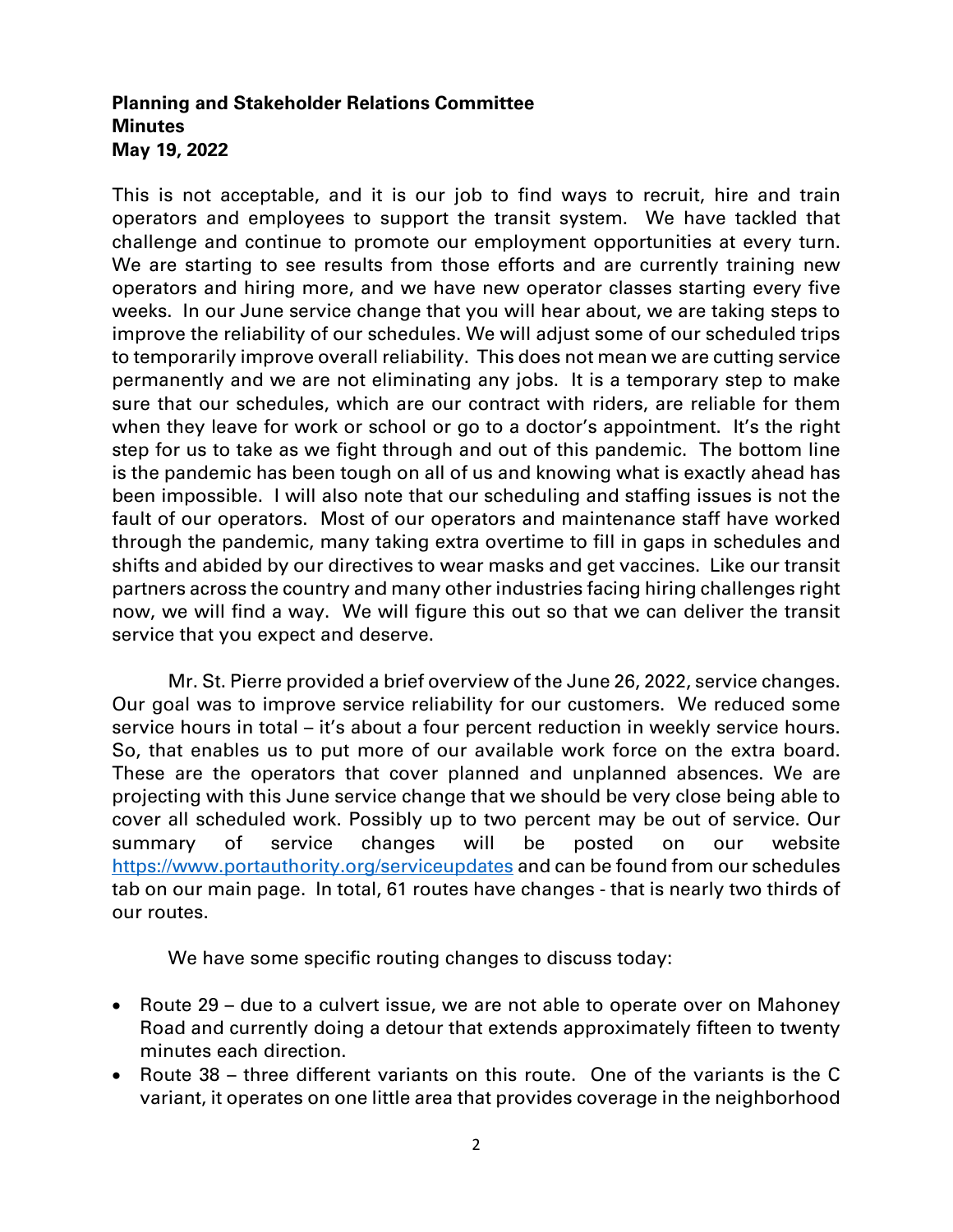**Planning and Stakeholder Relations Committee**
**Minutes**
**May 19, 2022**

This is not acceptable, and it is our job to find ways to recruit, hire and train operators and employees to support the transit system. We have tackled that challenge and continue to promote our employment opportunities at every turn. We are starting to see results from those efforts and are currently training new operators and hiring more, and we have new operator classes starting every five weeks. In our June service change that you will hear about, we are taking steps to improve the reliability of our schedules. We will adjust some of our scheduled trips to temporarily improve overall reliability. This does not mean we are cutting service permanently and we are not eliminating any jobs. It is a temporary step to make sure that our schedules, which are our contract with riders, are reliable for them when they leave for work or school or go to a doctor's appointment. It's the right step for us to take as we fight through and out of this pandemic. The bottom line is the pandemic has been tough on all of us and knowing what is exactly ahead has been impossible. I will also note that our scheduling and staffing issues is not the fault of our operators. Most of our operators and maintenance staff have worked through the pandemic, many taking extra overtime to fill in gaps in schedules and shifts and abided by our directives to wear masks and get vaccines. Like our transit partners across the country and many other industries facing hiring challenges right now, we will find a way. We will figure this out so that we can deliver the transit service that you expect and deserve.

Mr. St. Pierre provided a brief overview of the June 26, 2022, service changes. Our goal was to improve service reliability for our customers. We reduced some service hours in total – it's about a four percent reduction in weekly service hours. So, that enables us to put more of our available work force on the extra board. These are the operators that cover planned and unplanned absences. We are projecting with this June service change that we should be very close being able to cover all scheduled work. Possibly up to two percent may be out of service. Our summary of service changes will be posted on our website https://www.portauthority.org/serviceupdates and can be found from our schedules tab on our main page. In total, 61 routes have changes - that is nearly two thirds of our routes.

We have some specific routing changes to discuss today:

- Route 29 – due to a culvert issue, we are not able to operate over on Mahoney Road and currently doing a detour that extends approximately fifteen to twenty minutes each direction.
- Route 38 – three different variants on this route. One of the variants is the C variant, it operates on one little area that provides coverage in the neighborhood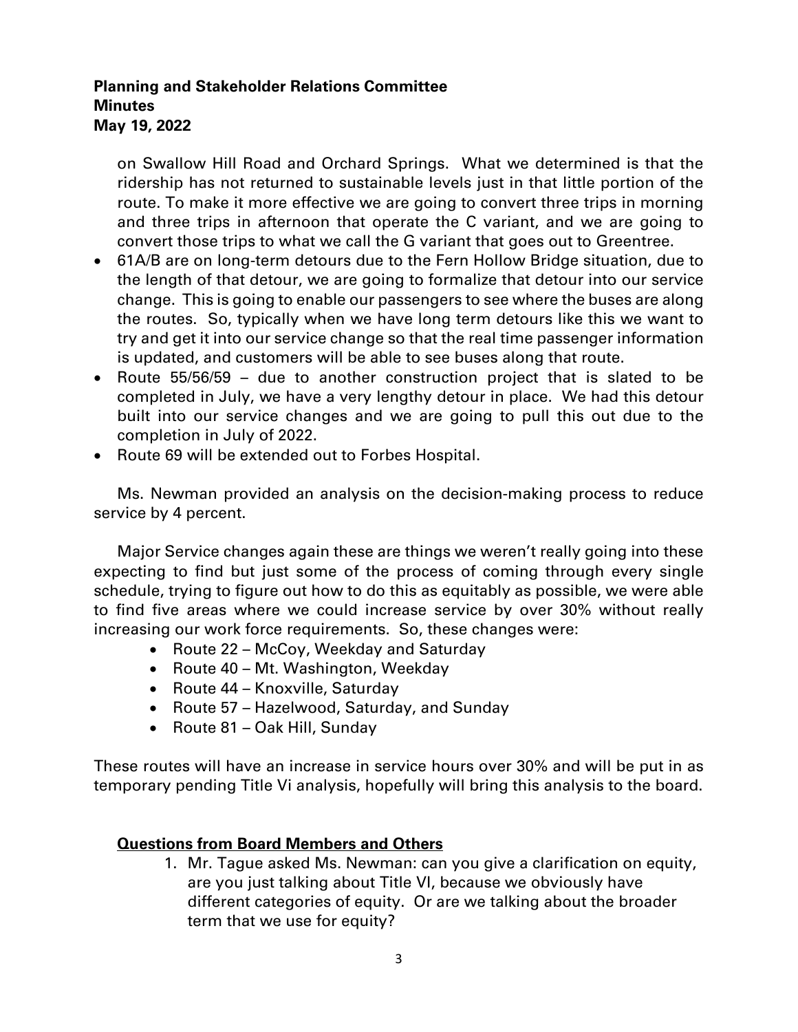# Planning and Stakeholder Relations Committee
**Minutes**
**May 19, 2022**

on Swallow Hill Road and Orchard Springs. What we determined is that the ridership has not returned to sustainable levels just in that little portion of the route. To make it more effective we are going to convert three trips in morning and three trips in afternoon that operate the C variant, and we are going to convert those trips to what we call the G variant that goes out to Greentree.

- 61A/B are on long-term detours due to the Fern Hollow Bridge situation, due to the length of that detour, we are going to formalize that detour into our service change. This is going to enable our passengers to see where the buses are along the routes. So, typically when we have long term detours like this we want to try and get it into our service change so that the real time passenger information is updated, and customers will be able to see buses along that route.
- Route 55/56/59 – due to another construction project that is slated to be completed in July, we have a very lengthy detour in place. We had this detour built into our service changes and we are going to pull this out due to the completion in July of 2022.
- Route 69 will be extended out to Forbes Hospital.

Ms. Newman provided an analysis on the decision-making process to reduce service by 4 percent.

Major Service changes again these are things we weren't really going into these expecting to find but just some of the process of coming through every single schedule, trying to figure out how to do this as equitably as possible, we were able to find five areas where we could increase service by over 30% without really increasing our work force requirements. So, these changes were:

- Route 22 – McCoy, Weekday and Saturday
- Route 40 – Mt. Washington, Weekday
- Route 44 – Knoxville, Saturday
- Route 57 – Hazelwood, Saturday, and Sunday
- Route 81 – Oak Hill, Sunday

These routes will have an increase in service hours over 30% and will be put in as temporary pending Title Vi analysis, hopefully will bring this analysis to the board.

## Questions from Board Members and Others

1. Mr. Tague asked Ms. Newman: can you give a clarification on equity, are you just talking about Title VI, because we obviously have different categories of equity. Or are we talking about the broader term that we use for equity?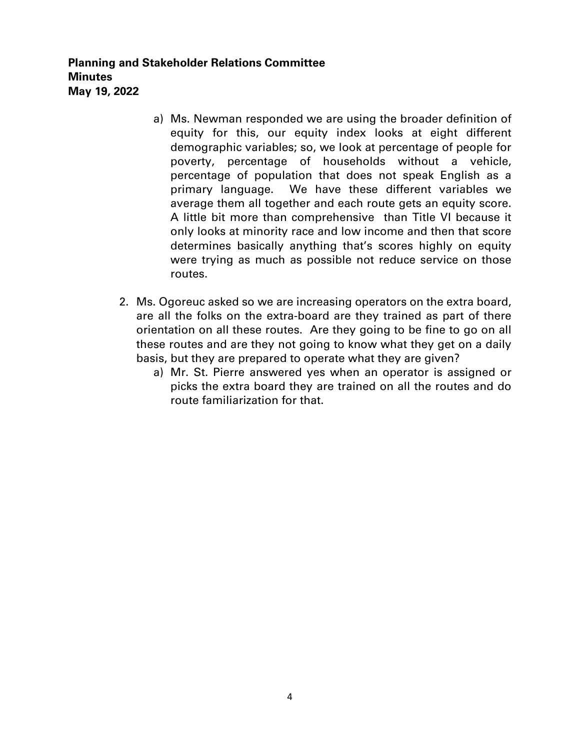a) Ms. Newman responded we are using the broader definition of equity for this, our equity index looks at eight different demographic variables; so, we look at percentage of people for poverty, percentage of households without a vehicle, percentage of population that does not speak English as a primary language. We have these different variables we average them all together and each route gets an equity score. A little bit more than comprehensive than Title VI because it only looks at minority race and low income and then that score determines basically anything that's scores highly on equity were trying as much as possible not reduce service on those routes.

2. Ms. Ogoreuc asked so we are increasing operators on the extra board, are all the folks on the extra-board are they trained as part of there orientation on all these routes. Are they going to be fine to go on all these routes and are they not going to know what they get on a daily basis, but they are prepared to operate what they are given?
   a) Mr. St. Pierre answered yes when an operator is assigned or picks the extra board they are trained on all the routes and do route familiarization for that.